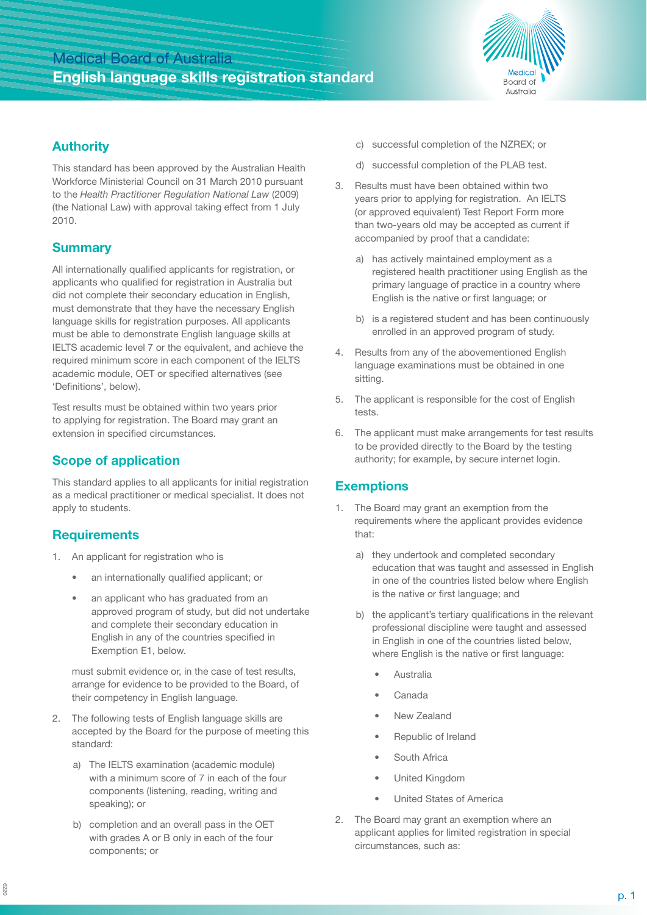# Medical Board of Australia
# English language skills registration standard

## Authority

This standard has been approved by the Australian Health Workforce Ministerial Council on 31 March 2010 pursuant to the *Health Practitioner Regulation National Law* (2009) (the National Law) with approval taking effect from 1 July 2010.

## Summary

All internationally qualified applicants for registration, or applicants who qualified for registration in Australia but did not complete their secondary education in English, must demonstrate that they have the necessary English language skills for registration purposes. All applicants must be able to demonstrate English language skills at IELTS academic level 7 or the equivalent, and achieve the required minimum score in each component of the IELTS academic module, OET or specified alternatives (see 'Definitions', below).

Test results must be obtained within two years prior to applying for registration. The Board may grant an extension in specified circumstances.

## Scope of application

This standard applies to all applicants for initial registration as a medical practitioner or medical specialist. It does not apply to students.

## Requirements

1. An applicant for registration who is
   - an internationally qualified applicant; or
   - an applicant who has graduated from an approved program of study, but did not undertake and complete their secondary education in English in any of the countries specified in Exemption E1, below.

   must submit evidence or, in the case of test results, arrange for evidence to be provided to the Board, of their competency in English language.

2. The following tests of English language skills are accepted by the Board for the purpose of meeting this standard:
   a) The IELTS examination (academic module) with a minimum score of 7 in each of the four components (listening, reading, writing and speaking); or
   b) completion and an overall pass in the OET with grades A or B only in each of the four components; or
   c) successful completion of the NZREX; or
   d) successful completion of the PLAB test.

3. Results must have been obtained within two years prior to applying for registration. An IELTS (or approved equivalent) Test Report Form more than two-years old may be accepted as current if accompanied by proof that a candidate:
   a) has actively maintained employment as a registered health practitioner using English as the primary language of practice in a country where English is the native or first language; or
   b) is a registered student and has been continuously enrolled in an approved program of study.

4. Results from any of the abovementioned English language examinations must be obtained in one sitting.

5. The applicant is responsible for the cost of English tests.

6. The applicant must make arrangements for test results to be provided directly to the Board by the testing authority; for example, by secure internet login.

## Exemptions

1. The Board may grant an exemption from the requirements where the applicant provides evidence that:
   a) they undertook and completed secondary education that was taught and assessed in English in one of the countries listed below where English is the native or first language; and
   b) the applicant's tertiary qualifications in the relevant professional discipline were taught and assessed in English in one of the countries listed below, where English is the native or first language:
      - Australia
      - Canada
      - New Zealand
      - Republic of Ireland
      - South Africa
      - United Kingdom
      - United States of America

2. The Board may grant an exemption where an applicant applies for limited registration in special circumstances, such as: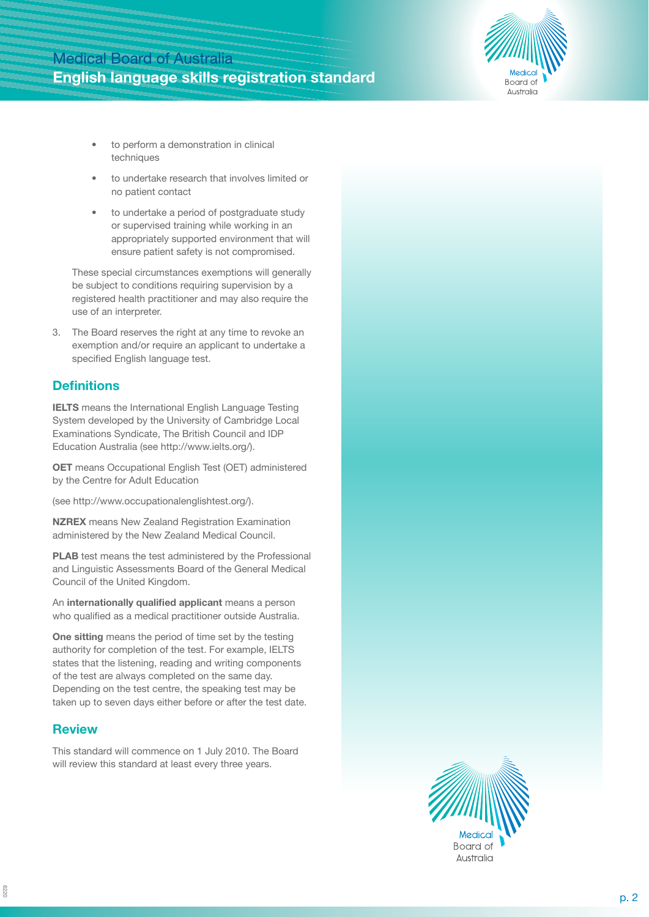- to perform a demonstration in clinical techniques
- to undertake research that involves limited or no patient contact
- to undertake a period of postgraduate study or supervised training while working in an appropriately supported environment that will ensure patient safety is not compromised.

These special circumstances exemptions will generally be subject to conditions requiring supervision by a registered health practitioner and may also require the use of an interpreter.

3. The Board reserves the right at any time to revoke an exemption and/or require an applicant to undertake a specified English language test.

## Definitions

**IELTS** means the International English Language Testing System developed by the University of Cambridge Local Examinations Syndicate, The British Council and IDP Education Australia (see http://www.ielts.org/).

**OET** means Occupational English Test (OET) administered by the Centre for Adult Education

(see http://www.occupationalenglishtest.org/).

**NZREX** means New Zealand Registration Examination administered by the New Zealand Medical Council.

**PLAB** test means the test administered by the Professional and Linguistic Assessments Board of the General Medical Council of the United Kingdom.

An **internationally qualified applicant** means a person who qualified as a medical practitioner outside Australia.

**One sitting** means the period of time set by the testing authority for completion of the test. For example, IELTS states that the listening, reading and writing components of the test are always completed on the same day. Depending on the test centre, the speaking test may be taken up to seven days either before or after the test date.

## Review

This standard will commence on 1 July 2010. The Board will review this standard at least every three years.